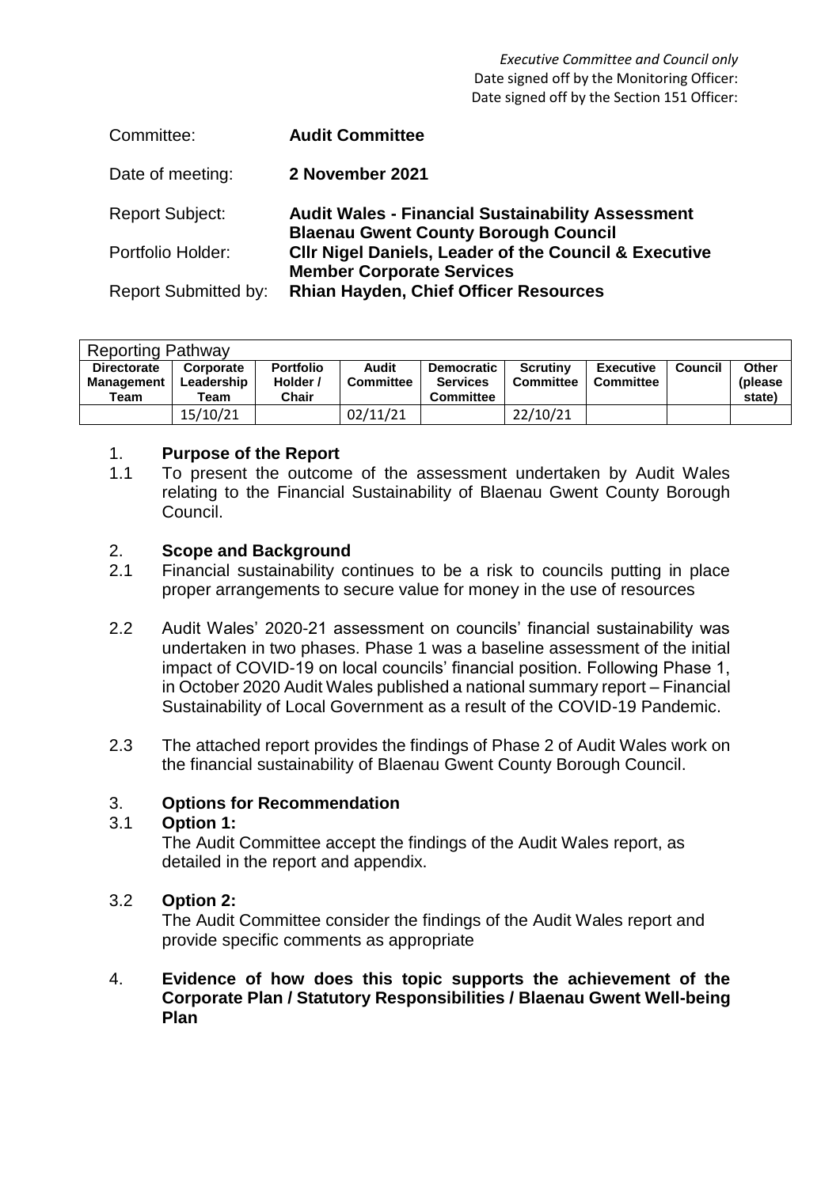*Executive Committee and Council only*
Date signed off by the Monitoring Officer:
Date signed off by the Section 151 Officer:

| | |
|---|---|
| Committee: | **Audit Committee** |
| Date of meeting: | **2 November 2021** |
| Report Subject: | **Audit Wales - Financial Sustainability Assessment Blaenau Gwent County Borough Council** |
| Portfolio Holder: | **Cllr Nigel Daniels, Leader of the Council & Executive Member Corporate Services** |
| Report Submitted by: | **Rhian Hayden, Chief Officer Resources** |

| Reporting Pathway | | | | | | | | |
|---|---|---|---|---|---|---|---|---|
| **Directorate Management Team** | **Corporate Leadership Team** | **Portfolio Holder / Chair** | **Audit Committee** | **Democratic Services Committee** | **Scrutiny Committee** | **Executive Committee** | **Council** | **Other (please state)** |
| | 15/10/21 | | 02/11/21 | | 22/10/21 | | | |

## 1. Purpose of the Report

1.1 To present the outcome of the assessment undertaken by Audit Wales relating to the Financial Sustainability of Blaenau Gwent County Borough Council.

## 2. Scope and Background

2.1 Financial sustainability continues to be a risk to councils putting in place proper arrangements to secure value for money in the use of resources

2.2 Audit Wales' 2020-21 assessment on councils' financial sustainability was undertaken in two phases. Phase 1 was a baseline assessment of the initial impact of COVID-19 on local councils' financial position. Following Phase 1, in October 2020 Audit Wales published a national summary report – Financial Sustainability of Local Government as a result of the COVID-19 Pandemic.

2.3 The attached report provides the findings of Phase 2 of Audit Wales work on the financial sustainability of Blaenau Gwent County Borough Council.

## 3. Options for Recommendation

3.1 **Option 1:**
The Audit Committee accept the findings of the Audit Wales report, as detailed in the report and appendix.

3.2 **Option 2:**
The Audit Committee consider the findings of the Audit Wales report and provide specific comments as appropriate

## 4. Evidence of how does this topic supports the achievement of the Corporate Plan / Statutory Responsibilities / Blaenau Gwent Well-being Plan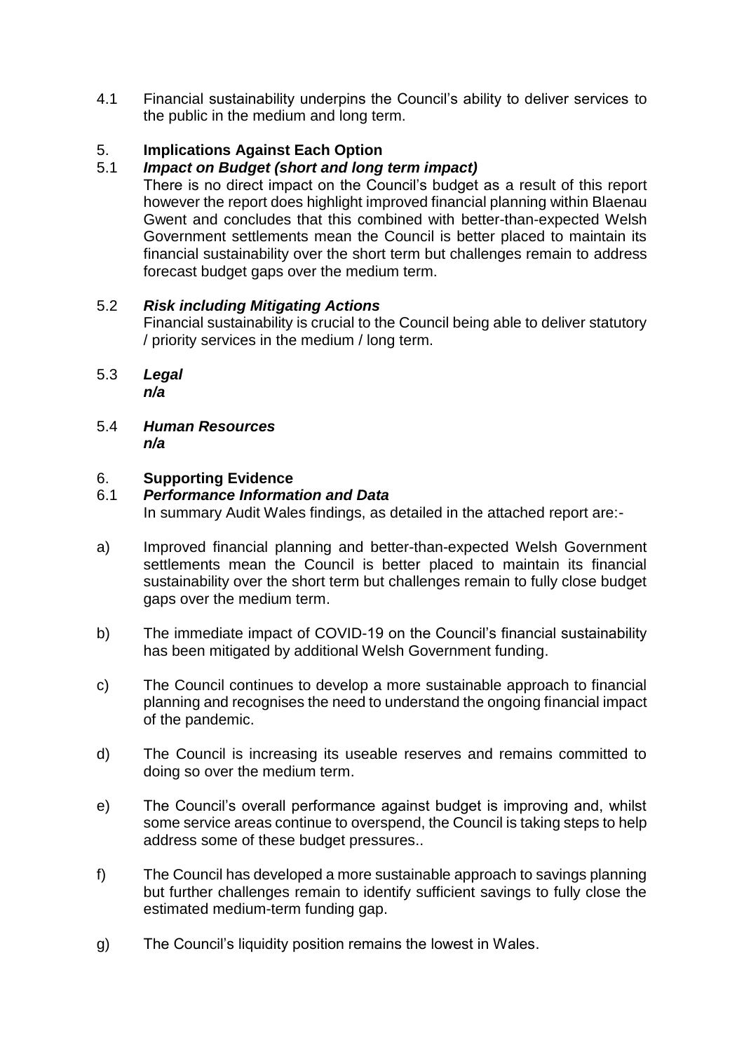4.1 Financial sustainability underpins the Council's ability to deliver services to the public in the medium and long term.

## 5. Implications Against Each Option

### 5.1 *Impact on Budget (short and long term impact)*

There is no direct impact on the Council's budget as a result of this report however the report does highlight improved financial planning within Blaenau Gwent and concludes that this combined with better-than-expected Welsh Government settlements mean the Council is better placed to maintain its financial sustainability over the short term but challenges remain to address forecast budget gaps over the medium term.

### 5.2 *Risk including Mitigating Actions*

Financial sustainability is crucial to the Council being able to deliver statutory / priority services in the medium / long term.

### 5.3 *Legal*

***n/a***

### 5.4 *Human Resources*

***n/a***

## 6. Supporting Evidence

### 6.1 *Performance Information and Data*

In summary Audit Wales findings, as detailed in the attached report are:-

a) Improved financial planning and better-than-expected Welsh Government settlements mean the Council is better placed to maintain its financial sustainability over the short term but challenges remain to fully close budget gaps over the medium term.

b) The immediate impact of COVID-19 on the Council's financial sustainability has been mitigated by additional Welsh Government funding.

c) The Council continues to develop a more sustainable approach to financial planning and recognises the need to understand the ongoing financial impact of the pandemic.

d) The Council is increasing its useable reserves and remains committed to doing so over the medium term.

e) The Council's overall performance against budget is improving and, whilst some service areas continue to overspend, the Council is taking steps to help address some of these budget pressures..

f) The Council has developed a more sustainable approach to savings planning but further challenges remain to identify sufficient savings to fully close the estimated medium-term funding gap.

g) The Council's liquidity position remains the lowest in Wales.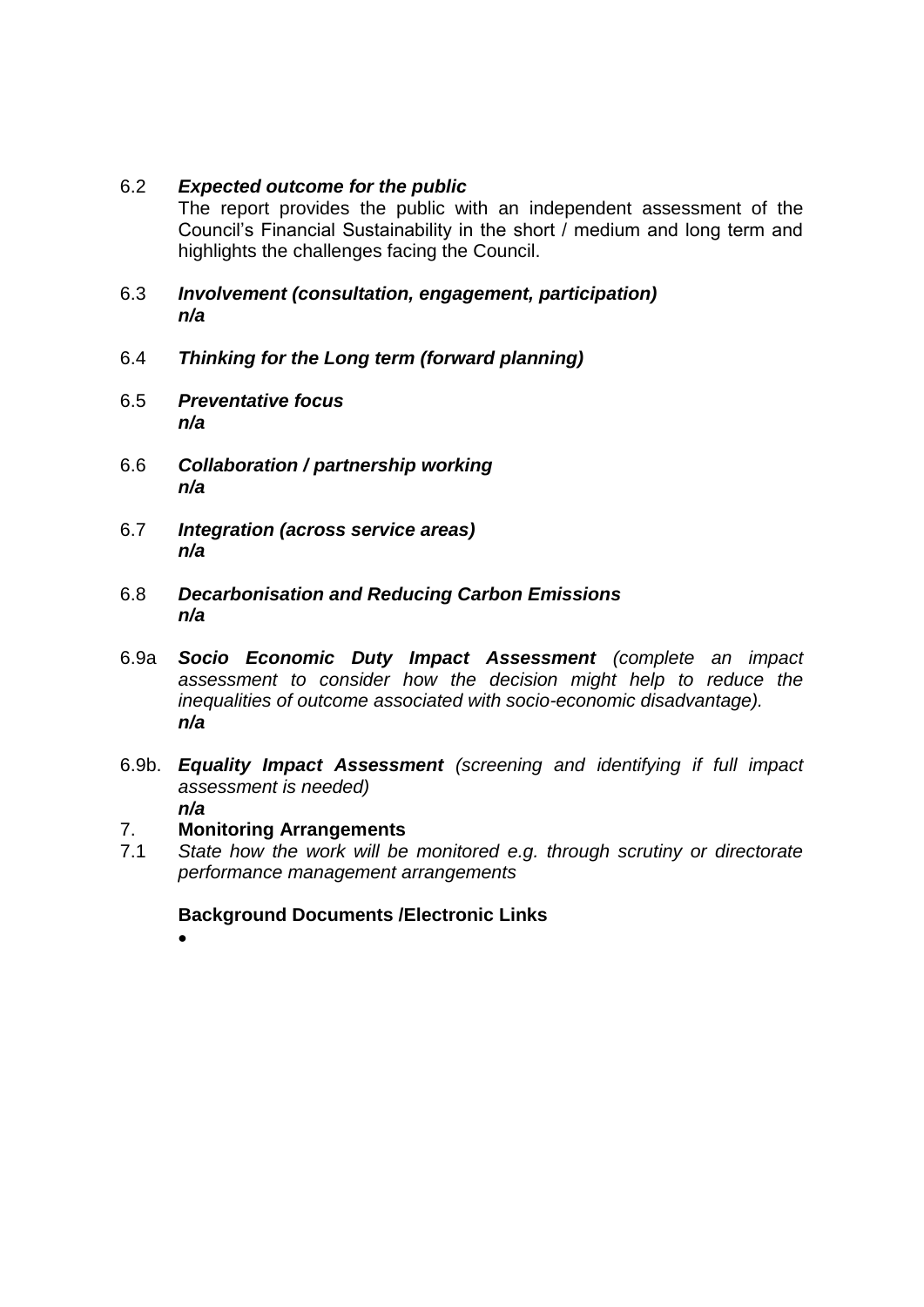6.2 ***Expected outcome for the public***
The report provides the public with an independent assessment of the Council's Financial Sustainability in the short / medium and long term and highlights the challenges facing the Council.

6.3 ***Involvement (consultation, engagement, participation)***
***n/a***

6.4 ***Thinking for the Long term (forward planning)***

6.5 ***Preventative focus***
***n/a***

6.6 ***Collaboration / partnership working***
***n/a***

6.7 ***Integration (across service areas)***
***n/a***

6.8 ***Decarbonisation and Reducing Carbon Emissions***
***n/a***

6.9a ***Socio Economic Duty Impact Assessment*** *(complete an impact assessment to consider how the decision might help to reduce the inequalities of outcome associated with socio-economic disadvantage).*
***n/a***

6.9b. ***Equality Impact Assessment*** *(screening and identifying if full impact assessment is needed)*
***n/a***

7. **Monitoring Arrangements**

7.1 *State how the work will be monitored e.g. through scrutiny or directorate performance management arrangements*

**Background Documents /Electronic Links**

-